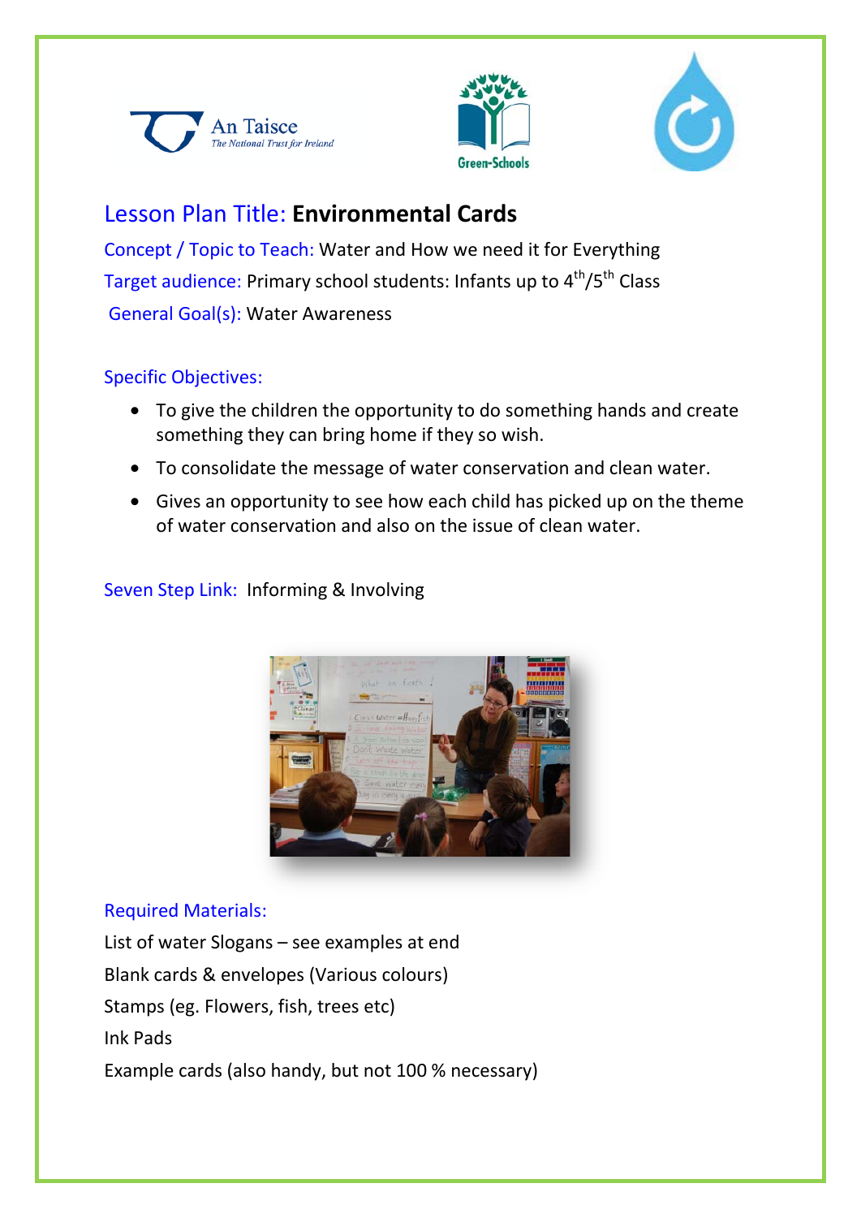# Lesson Plan Title: **Environmental Cards**

Concept / Topic to Teach: Water and How we need it for Everything

Target audience: Primary school students: Infants up to 4th/5th Class

General Goal(s): Water Awareness

## Specific Objectives:

- To give the children the opportunity to do something hands and create something they can bring home if they so wish.
- To consolidate the message of water conservation and clean water.
- Gives an opportunity to see how each child has picked up on the theme of water conservation and also on the issue of clean water.

Seven Step Link: Informing & Involving

## Required Materials:

List of water Slogans – see examples at end

Blank cards & envelopes (Various colours)

Stamps (eg. Flowers, fish, trees etc)

Ink Pads

Example cards (also handy, but not 100 % necessary)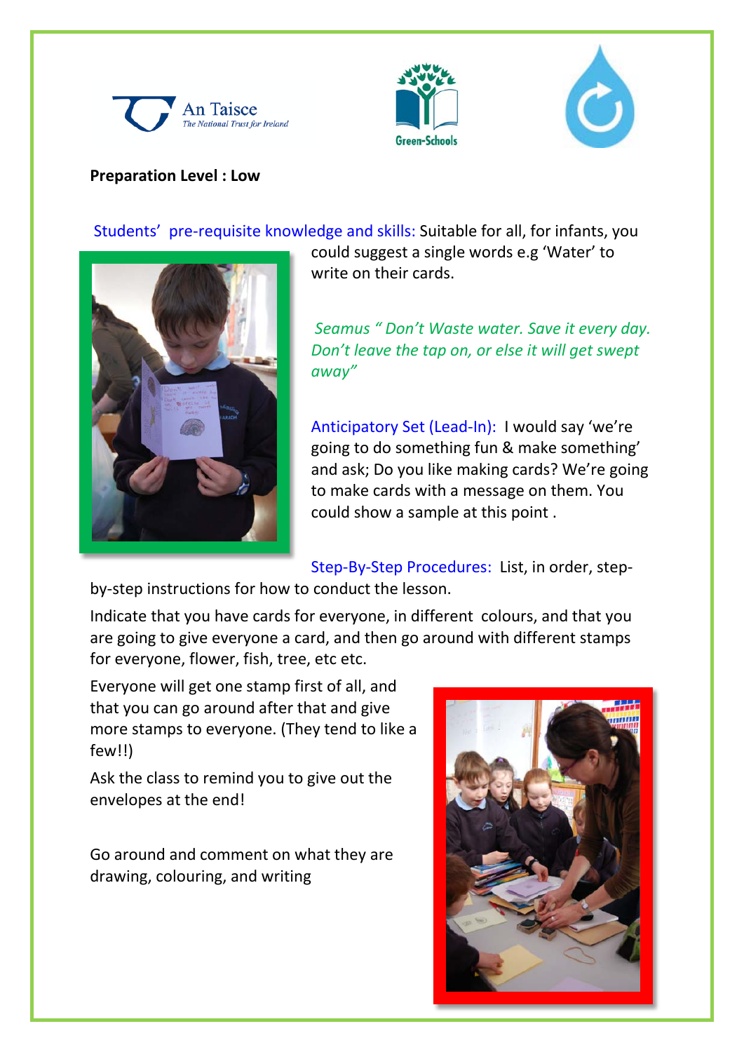**Preparation Level : Low**

Students' pre-requisite knowledge and skills: Suitable for all, for infants, you could suggest a single words e.g 'Water' to write on their cards.

*Seamus " Don't Waste water. Save it every day. Don't leave the tap on, or else it will get swept away"*

Anticipatory Set (Lead-In): I would say 'we're going to do something fun & make something' and ask; Do you like making cards? We're going to make cards with a message on them. You could show a sample at this point .

Step-By-Step Procedures: List, in order, step-by-step instructions for how to conduct the lesson.

Indicate that you have cards for everyone, in different colours, and that you are going to give everyone a card, and then go around with different stamps for everyone, flower, fish, tree, etc etc.

Everyone will get one stamp first of all, and that you can go around after that and give more stamps to everyone. (They tend to like a few!!)

Ask the class to remind you to give out the envelopes at the end!

Go around and comment on what they are drawing, colouring, and writing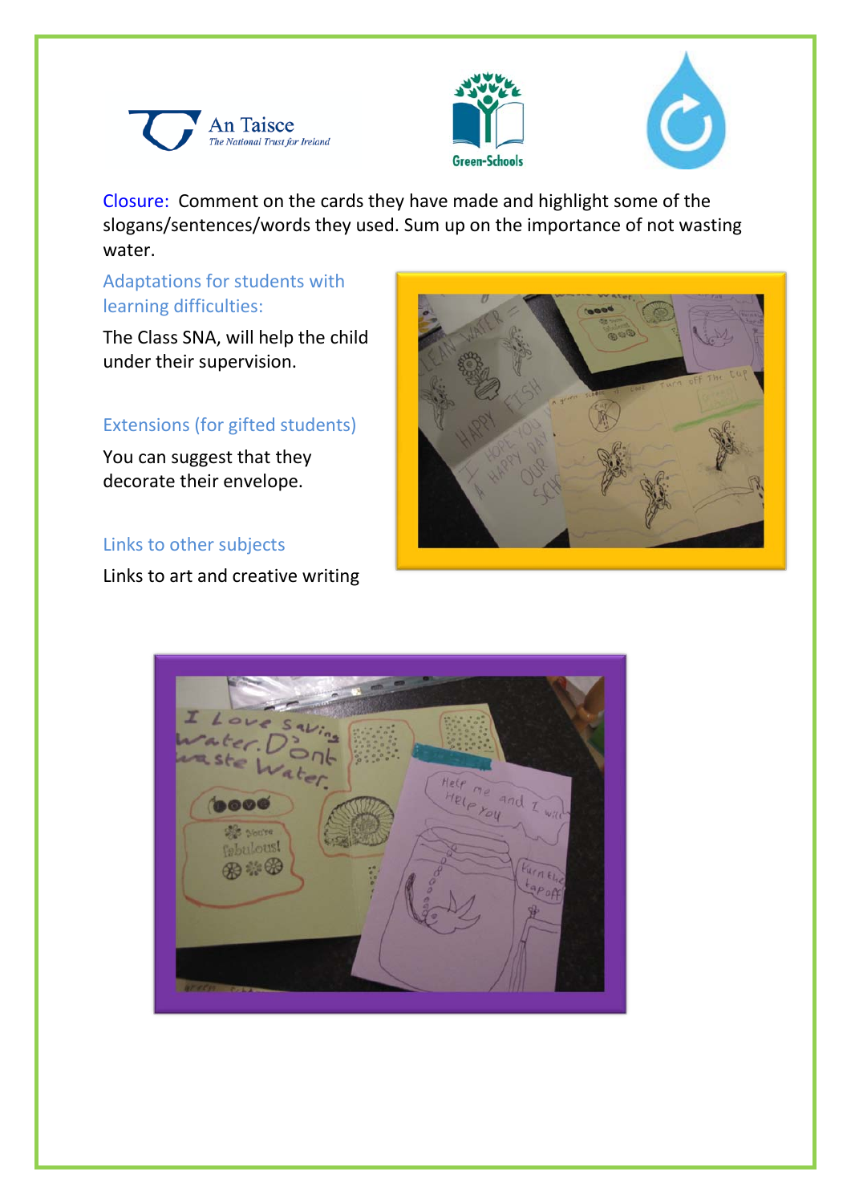Closure: Comment on the cards they have made and highlight some of the slogans/sentences/words they used. Sum up on the importance of not wasting water.

### Adaptations for students with learning difficulties:

The Class SNA, will help the child under their supervision.

### Extensions (for gifted students)

You can suggest that they decorate their envelope.

### Links to other subjects

Links to art and creative writing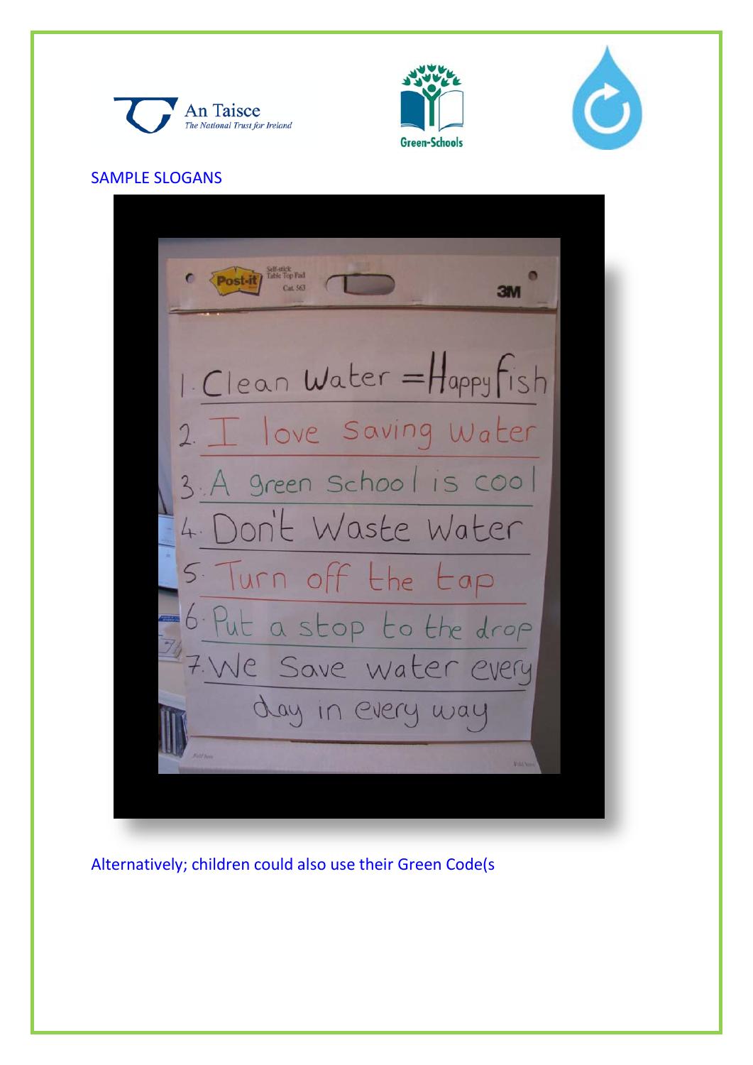SAMPLE SLOGANS

1. Clean Water = Happy fish
2. I love saving water
3. A green school is cool
4. Don't Waste Water
5. Turn off the tap
6. Put a stop to the drop
7. We save water every day in every way

Alternatively; children could also use their Green Code(s